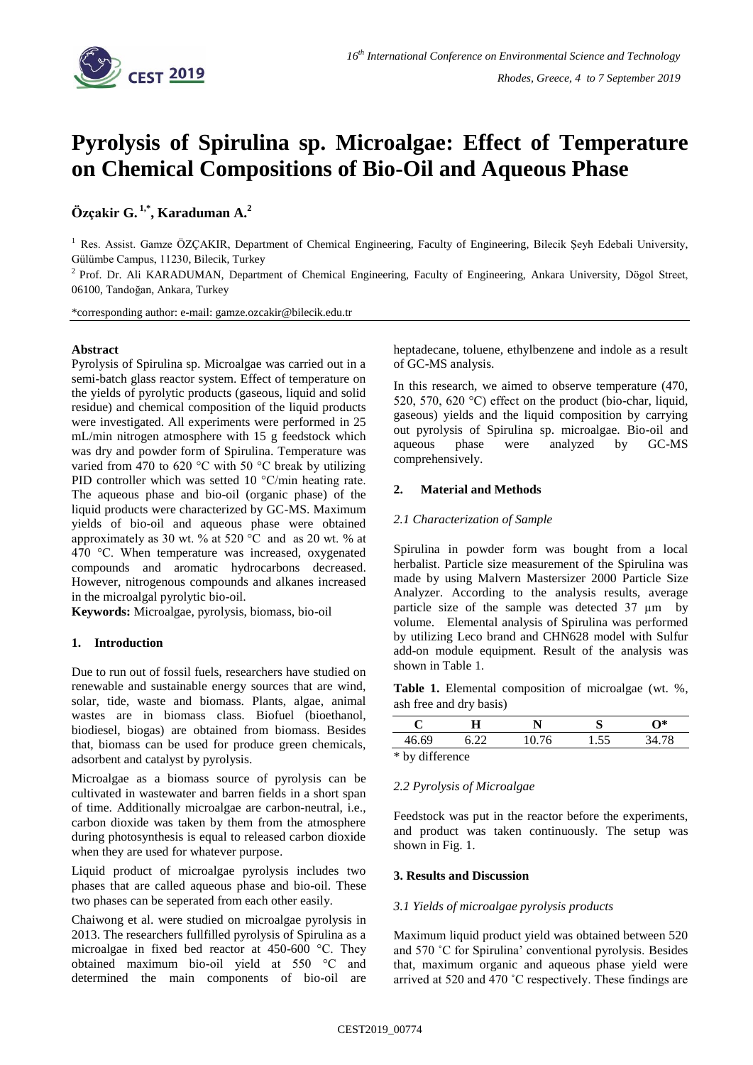# Pyrolysis of Spirulina sp. Microalgae: Effect of Temperature on Chemical Compositions of Bio-Oil and Aqueous Phase

**Özçakir G.**[1,*], **Karaduman A.**[2]

[1] Res. Assist. Gamze ÖZÇAKIR, Department of Chemical Engineering, Faculty of Engineering, Bilecik Şeyh Edebali University, Gülümbe Campus, 11230, Bilecik, Turkey

[2] Prof. Dr. Ali KARADUMAN, Department of Chemical Engineering, Faculty of Engineering, Ankara University, Dögol Street, 06100, Tandoğan, Ankara, Turkey

*corresponding author: e-mail: gamze.ozcakir@bilecik.edu.tr

#### Abstract

Pyrolysis of Spirulina sp. Microalgae was carried out in a semi-batch glass reactor system. Effect of temperature on the yields of pyrolytic products (gaseous, liquid and solid residue) and chemical composition of the liquid products were investigated. All experiments were performed in 25 mL/min nitrogen atmosphere with 15 g feedstock which was dry and powder form of Spirulina. Temperature was varied from 470 to 620 °C with 50 °C break by utilizing PID controller which was setted 10 °C/min heating rate. The aqueous phase and bio-oil (organic phase) of the liquid products were characterized by GC-MS. Maximum yields of bio-oil and aqueous phase were obtained approximately as 30 wt. % at 520 °C and as 20 wt. % at 470 °C. When temperature was increased, oxygenated compounds and aromatic hydrocarbons decreased. However, nitrogenous compounds and alkanes increased in the microalgal pyrolytic bio-oil.

**Keywords:** Microalgae, pyrolysis, biomass, bio-oil

## 1. Introduction

Due to run out of fossil fuels, researchers have studied on renewable and sustainable energy sources that are wind, solar, tide, waste and biomass. Plants, algae, animal wastes are in biomass class. Biofuel (bioethanol, biodiesel, biogas) are obtained from biomass. Besides that, biomass can be used for produce green chemicals, adsorbent and catalyst by pyrolysis.

Microalgae as a biomass source of pyrolysis can be cultivated in wastewater and barren fields in a short span of time. Additionally microalgae are carbon-neutral, i.e., carbon dioxide was taken by them from the atmosphere during photosynthesis is equal to released carbon dioxide when they are used for whatever purpose.

Liquid product of microalgae pyrolysis includes two phases that are called aqueous phase and bio-oil. These two phases can be seperated from each other easily.

Chaiwong et al. were studied on microalgae pyrolysis in 2013. The researchers fullfilled pyrolysis of Spirulina as a microalgae in fixed bed reactor at 450-600 °C. They obtained maximum bio-oil yield at 550 °C and determined the main components of bio-oil are heptadecane, toluene, ethylbenzene and indole as a result of GC-MS analysis.

In this research, we aimed to observe temperature (470, 520, 570, 620 °C) effect on the product (bio-char, liquid, gaseous) yields and the liquid composition by carrying out pyrolysis of Spirulina sp. microalgae. Bio-oil and aqueous phase were analyzed by GC-MS comprehensively.

## 2. Material and Methods

### 2.1 Characterization of Sample

Spirulina in powder form was bought from a local herbalist. Particle size measurement of the Spirulina was made by using Malvern Mastersizer 2000 Particle Size Analyzer. According to the analysis results, average particle size of the sample was detected 37 µm by volume. Elemental analysis of Spirulina was performed by utilizing Leco brand and CHN628 model with Sulfur add-on module equipment. Result of the analysis was shown in Table 1.

**Table 1.** Elemental composition of microalgae (wt. %, ash free and dry basis)

| C | H | N | S | O* |
|---|---|---|---|---|
| 46.69 | 6.22 | 10.76 | 1.55 | 34.78 |

\* by difference

### 2.2 Pyrolysis of Microalgae

Feedstock was put in the reactor before the experiments, and product was taken continuously. The setup was shown in Fig. 1.

## 3. Results and Discussion

### 3.1 Yields of microalgae pyrolysis products

Maximum liquid product yield was obtained between 520 and 570 ˚C for Spirulina' conventional pyrolysis. Besides that, maximum organic and aqueous phase yield were arrived at 520 and 470 ˚C respectively. These findings are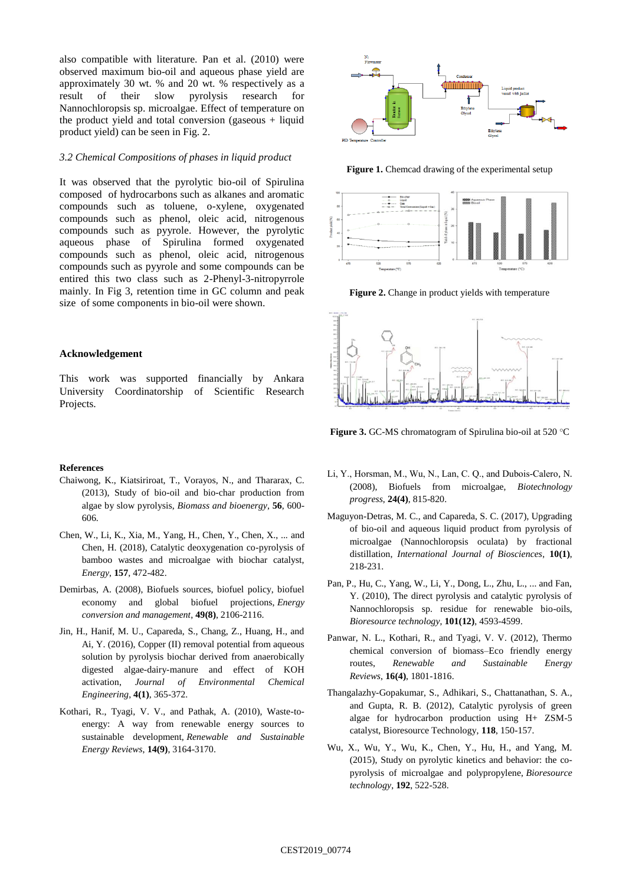also compatible with literature. Pan et al. (2010) were observed maximum bio-oil and aqueous phase yield are approximately 30 wt. % and 20 wt. % respectively as a result of their slow pyrolysis research for Nannochloropsis sp. microalgae. Effect of temperature on the product yield and total conversion (gaseous + liquid product yield) can be seen in Fig. 2.

### *3.2 Chemical Compositions of phases in liquid product*

It was observed that the pyrolytic bio-oil of Spirulina composed of hydrocarbons such as alkanes and aromatic compounds such as toluene, o-xylene, oxygenated compounds such as phenol, oleic acid, nitrogenous compounds such as pyyrole. However, the pyrolytic aqueous phase of Spirulina formed oxygenated compounds such as phenol, oleic acid, nitrogenous compounds such as pyyrole and some compounds can be entired this two class such as 2-Phenyl-3-nitropyrrole mainly. In Fig 3, retention time in GC column and peak size of some components in bio-oil were shown.

**Figure 1.** Chemcad drawing of the experimental setup

**Figure 2.** Change in product yields with temperature

**Figure 3.** GC-MS chromatogram of Spirulina bio-oil at 520 °C

## Acknowledgement

This work was supported financially by Ankara University Coordinatorship of Scientific Research Projects.

## References

Chaiwong, K., Kiatsiriroat, T., Vorayos, N., and Thararax, C. (2013), Study of bio-oil and bio-char production from algae by slow pyrolysis, *Biomass and bioenergy*, **56**, 600-606.

Chen, W., Li, K., Xia, M., Yang, H., Chen, Y., Chen, X., ... and Chen, H. (2018), Catalytic deoxygenation co-pyrolysis of bamboo wastes and microalgae with biochar catalyst, *Energy*, **157**, 472-482.

Demirbas, A. (2008), Biofuels sources, biofuel policy, biofuel economy and global biofuel projections, *Energy conversion and management*, **49(8)**, 2106-2116.

Jin, H., Hanif, M. U., Capareda, S., Chang, Z., Huang, H., and Ai, Y. (2016), Copper (II) removal potential from aqueous solution by pyrolysis biochar derived from anaerobically digested algae-dairy-manure and effect of KOH activation, *Journal of Environmental Chemical Engineering*, **4(1)**, 365-372.

Kothari, R., Tyagi, V. V., and Pathak, A. (2010), Waste-to-energy: A way from renewable energy sources to sustainable development, *Renewable and Sustainable Energy Reviews*, **14(9)**, 3164-3170.

Li, Y., Horsman, M., Wu, N., Lan, C. Q., and Dubois‐Calero, N. (2008), Biofuels from microalgae, *Biotechnology progress*, **24(4)**, 815-820.

Maguyon-Detras, M. C., and Capareda, S. C. (2017), Upgrading of bio-oil and aqueous liquid product from pyrolysis of microalgae (Nannochloropsis oculata) by fractional distillation, *International Journal of Biosciences*, **10(1)**, 218-231.

Pan, P., Hu, C., Yang, W., Li, Y., Dong, L., Zhu, L., ... and Fan, Y. (2010), The direct pyrolysis and catalytic pyrolysis of Nannochloropsis sp. residue for renewable bio-oils, *Bioresource technology*, **101(12)**, 4593-4599.

Panwar, N. L., Kothari, R., and Tyagi, V. V. (2012), Thermo chemical conversion of biomass–Eco friendly energy routes, *Renewable and Sustainable Energy Reviews*, **16(4)**, 1801-1816.

Thangalazhy-Gopakumar, S., Adhikari, S., Chattanathan, S. A., and Gupta, R. B. (2012), Catalytic pyrolysis of green algae for hydrocarbon production using H+ ZSM-5 catalyst, Bioresource Technology, **118**, 150-157.

Wu, X., Wu, Y., Wu, K., Chen, Y., Hu, H., and Yang, M. (2015), Study on pyrolytic kinetics and behavior: the co-pyrolysis of microalgae and polypropylene, *Bioresource technology*, **192**, 522-528.